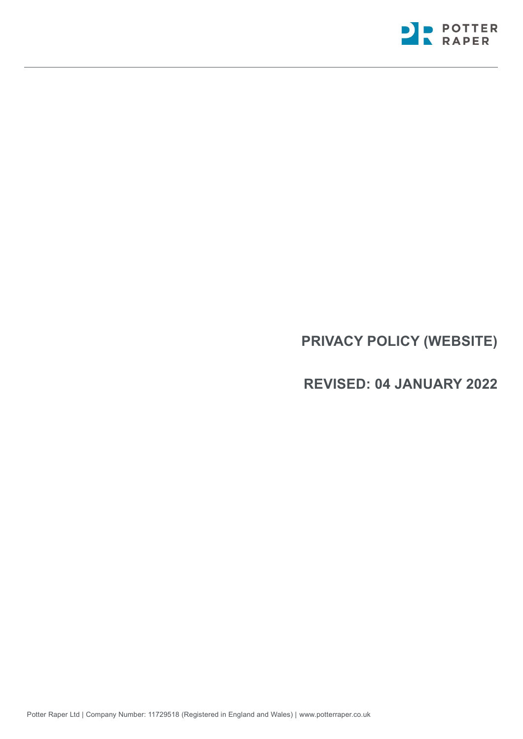POTTER RAPER

# PRIVACY POLICY (WEBSITE)

## REVISED: 04 JANUARY 2022

Potter Raper Ltd | Company Number: 11729518 (Registered in England and Wales) | www.potterraper.co.uk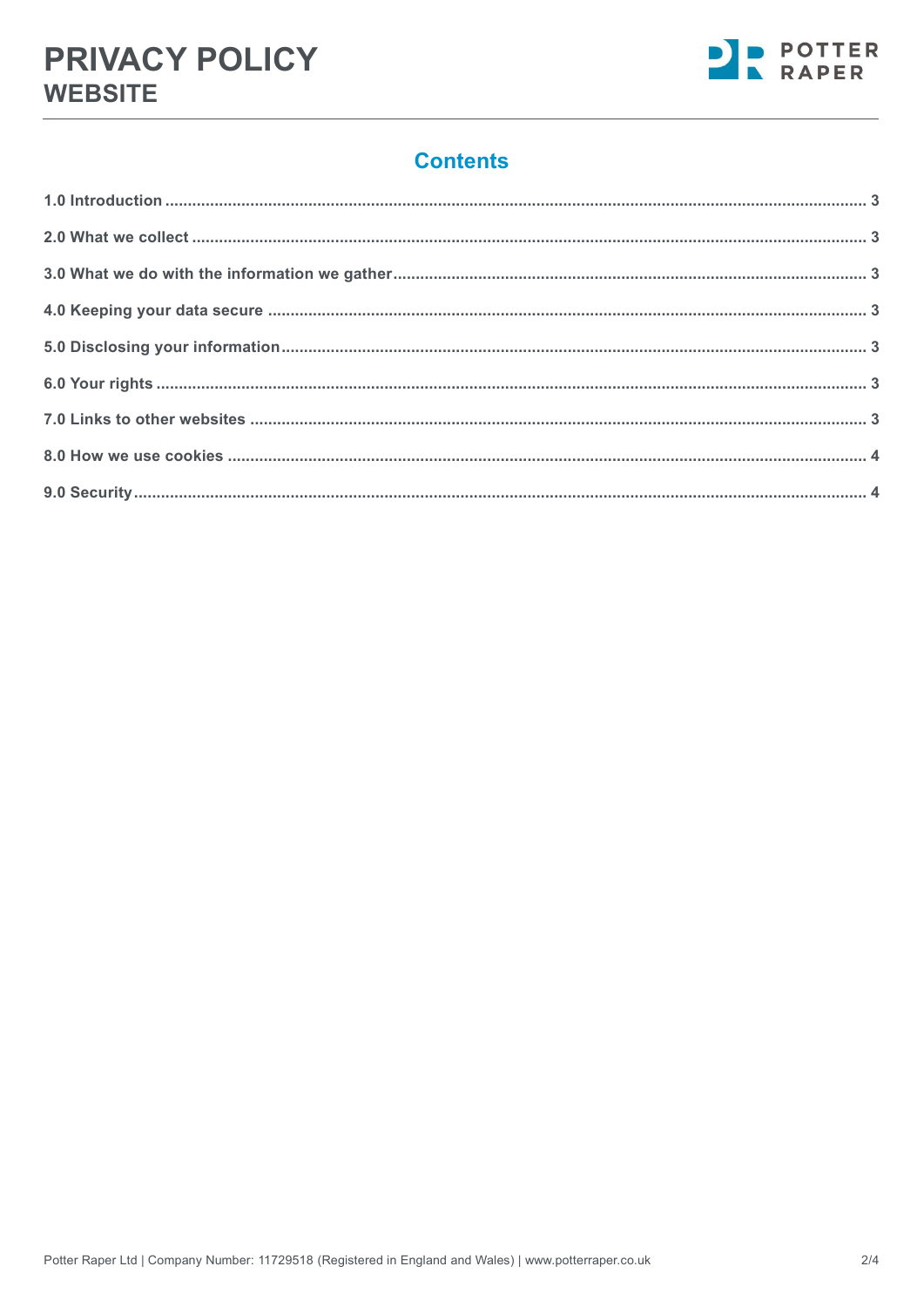## Contents

- 1.0 Introduction ..... 3
- 2.0 What we collect ..... 3
- 3.0 What we do with the information we gather ..... 3
- 4.0 Keeping your data secure ..... 3
- 5.0 Disclosing your information ..... 3
- 6.0 Your rights ..... 3
- 7.0 Links to other websites ..... 3
- 8.0 How we use cookies ..... 4
- 9.0 Security ..... 4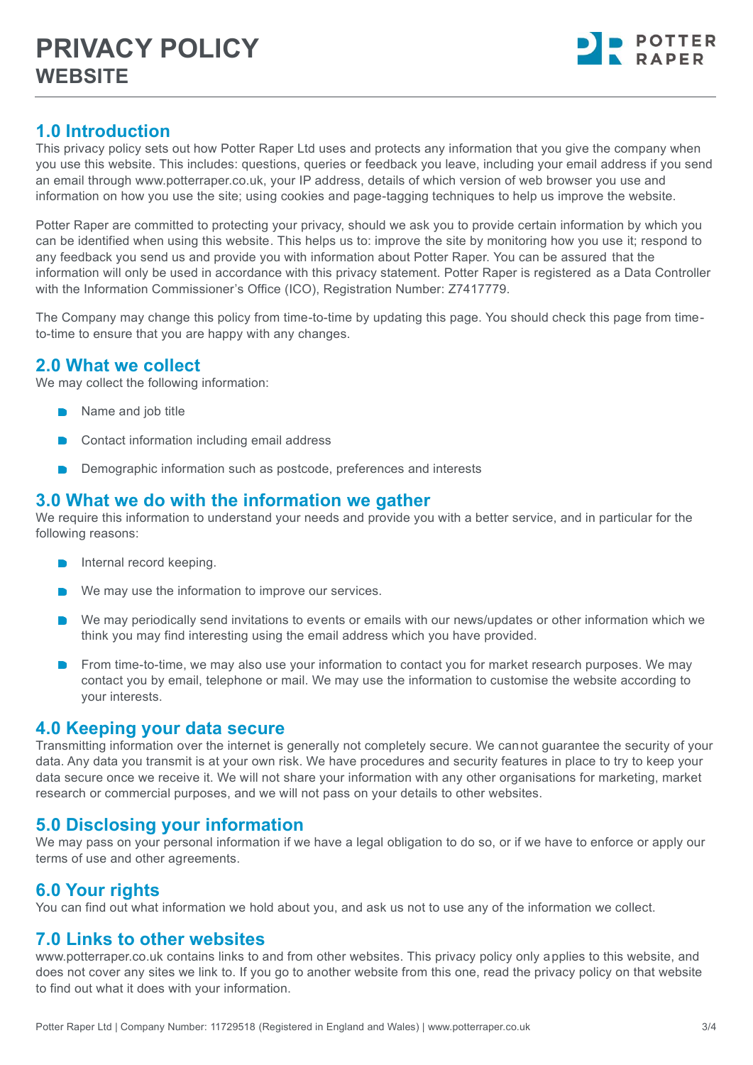# PRIVACY POLICY
## WEBSITE

## 1.0 Introduction

This privacy policy sets out how Potter Raper Ltd uses and protects any information that you give the company when you use this website. This includes: questions, queries or feedback you leave, including your email address if you send an email through www.potterraper.co.uk, your IP address, details of which version of web browser you use and information on how you use the site; using cookies and page-tagging techniques to help us improve the website.

Potter Raper are committed to protecting your privacy, should we ask you to provide certain information by which you can be identified when using this website. This helps us to: improve the site by monitoring how you use it; respond to any feedback you send us and provide you with information about Potter Raper. You can be assured that the information will only be used in accordance with this privacy statement. Potter Raper is registered as a Data Controller with the Information Commissioner's Office (ICO), Registration Number: Z7417779.

The Company may change this policy from time-to-time by updating this page. You should check this page from time-to-time to ensure that you are happy with any changes.

## 2.0 What we collect

We may collect the following information:

- Name and job title
- Contact information including email address
- Demographic information such as postcode, preferences and interests

## 3.0 What we do with the information we gather

We require this information to understand your needs and provide you with a better service, and in particular for the following reasons:

- Internal record keeping.
- We may use the information to improve our services.
- We may periodically send invitations to events or emails with our news/updates or other information which we think you may find interesting using the email address which you have provided.
- From time-to-time, we may also use your information to contact you for market research purposes. We may contact you by email, telephone or mail. We may use the information to customise the website according to your interests.

## 4.0 Keeping your data secure

Transmitting information over the internet is generally not completely secure. We cannot guarantee the security of your data. Any data you transmit is at your own risk. We have procedures and security features in place to try to keep your data secure once we receive it. We will not share your information with any other organisations for marketing, market research or commercial purposes, and we will not pass on your details to other websites.

## 5.0 Disclosing your information

We may pass on your personal information if we have a legal obligation to do so, or if we have to enforce or apply our terms of use and other agreements.

## 6.0 Your rights

You can find out what information we hold about you, and ask us not to use any of the information we collect.

## 7.0 Links to other websites

www.potterraper.co.uk contains links to and from other websites. This privacy policy only applies to this website, and does not cover any sites we link to. If you go to another website from this one, read the privacy policy on that website to find out what it does with your information.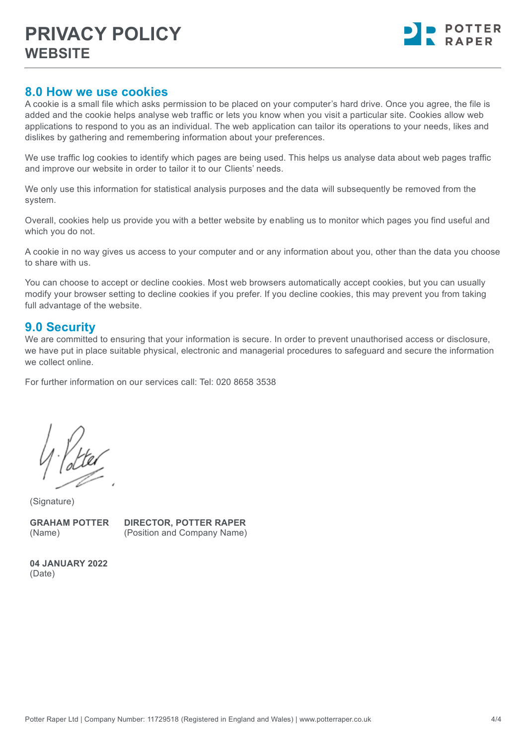## 8.0 How we use cookies

A cookie is a small file which asks permission to be placed on your computer's hard drive. Once you agree, the file is added and the cookie helps analyse web traffic or lets you know when you visit a particular site. Cookies allow web applications to respond to you as an individual. The web application can tailor its operations to your needs, likes and dislikes by gathering and remembering information about your preferences.

We use traffic log cookies to identify which pages are being used. This helps us analyse data about web pages traffic and improve our website in order to tailor it to our Clients' needs.

We only use this information for statistical analysis purposes and the data will subsequently be removed from the system.

Overall, cookies help us provide you with a better website by enabling us to monitor which pages you find useful and which you do not.

A cookie in no way gives us access to your computer and or any information about you, other than the data you choose to share with us.

You can choose to accept or decline cookies. Most web browsers automatically accept cookies, but you can usually modify your browser setting to decline cookies if you prefer. If you decline cookies, this may prevent you from taking full advantage of the website.

## 9.0 Security

We are committed to ensuring that your information is secure. In order to prevent unauthorised access or disclosure, we have put in place suitable physical, electronic and managerial procedures to safeguard and secure the information we collect online.

For further information on our services call: Tel: 020 8658 3538

(Signature)

**GRAHAM POTTER**
(Name)

**DIRECTOR, POTTER RAPER**
(Position and Company Name)

**04 JANUARY 2022**
(Date)